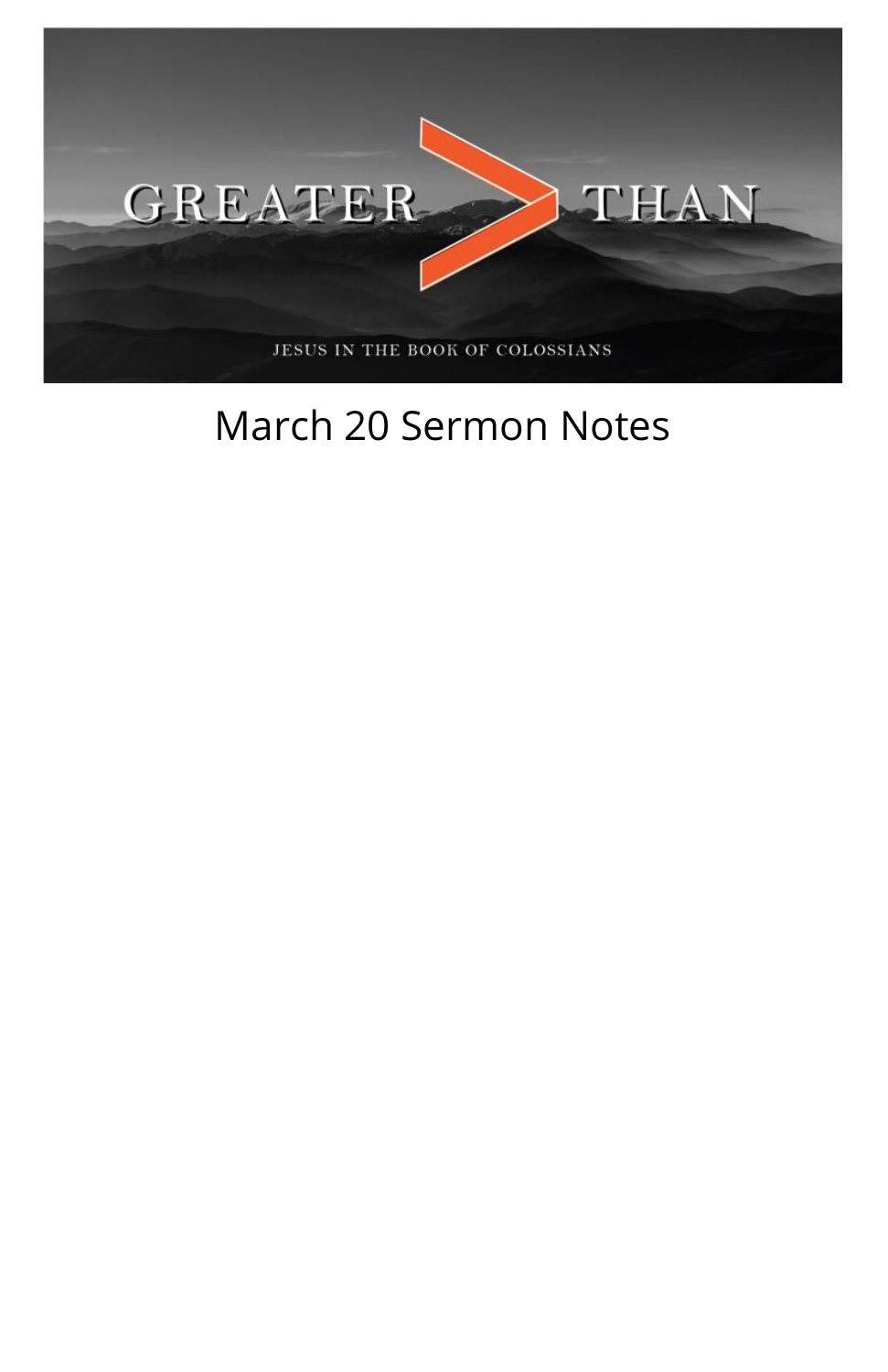GREATER > THAN

JESUS IN THE BOOK OF COLOSSIANS

# March 20 Sermon Notes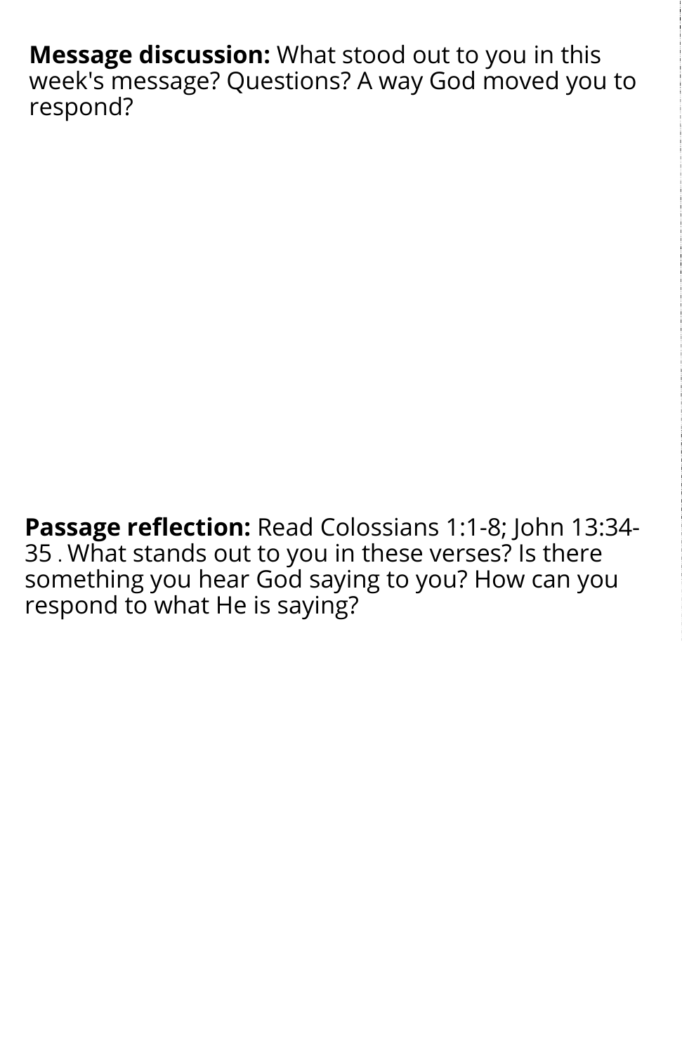**Message discussion:** What stood out to you in this week's message? Questions? A way God moved you to respond?

**Passage reflection:** Read Colossians 1:1-8; John 13:34-35 . What stands out to you in these verses? Is there something you hear God saying to you? How can you respond to what He is saying?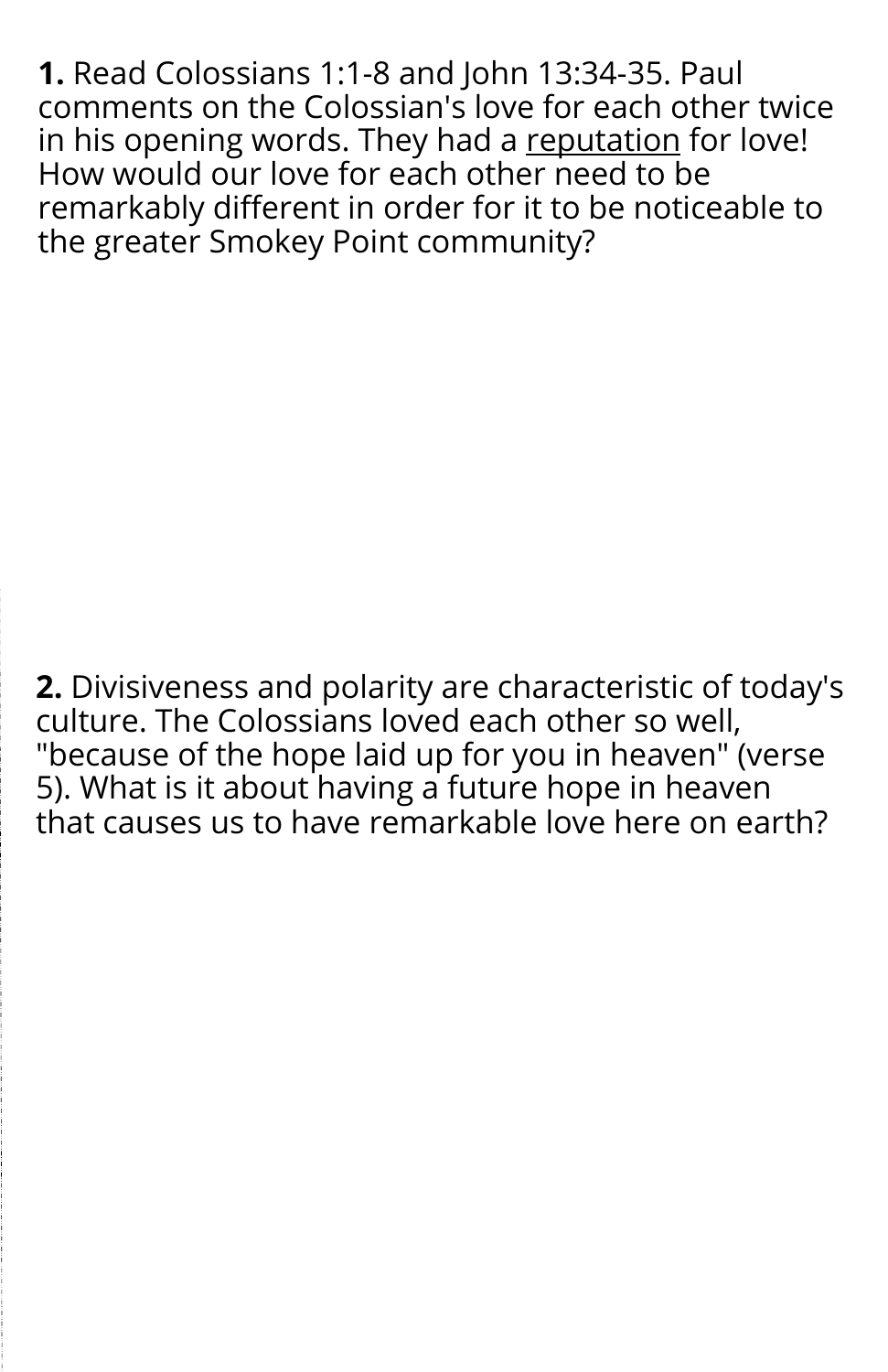**1.** Read Colossians 1:1-8 and John 13:34-35. Paul comments on the Colossian's love for each other twice in his opening words. They had a <u>reputation</u> for love! How would our love for each other need to be remarkably different in order for it to be noticeable to the greater Smokey Point community?

**2.** Divisiveness and polarity are characteristic of today's culture. The Colossians loved each other so well, "because of the hope laid up for you in heaven" (verse 5). What is it about having a future hope in heaven that causes us to have remarkable love here on earth?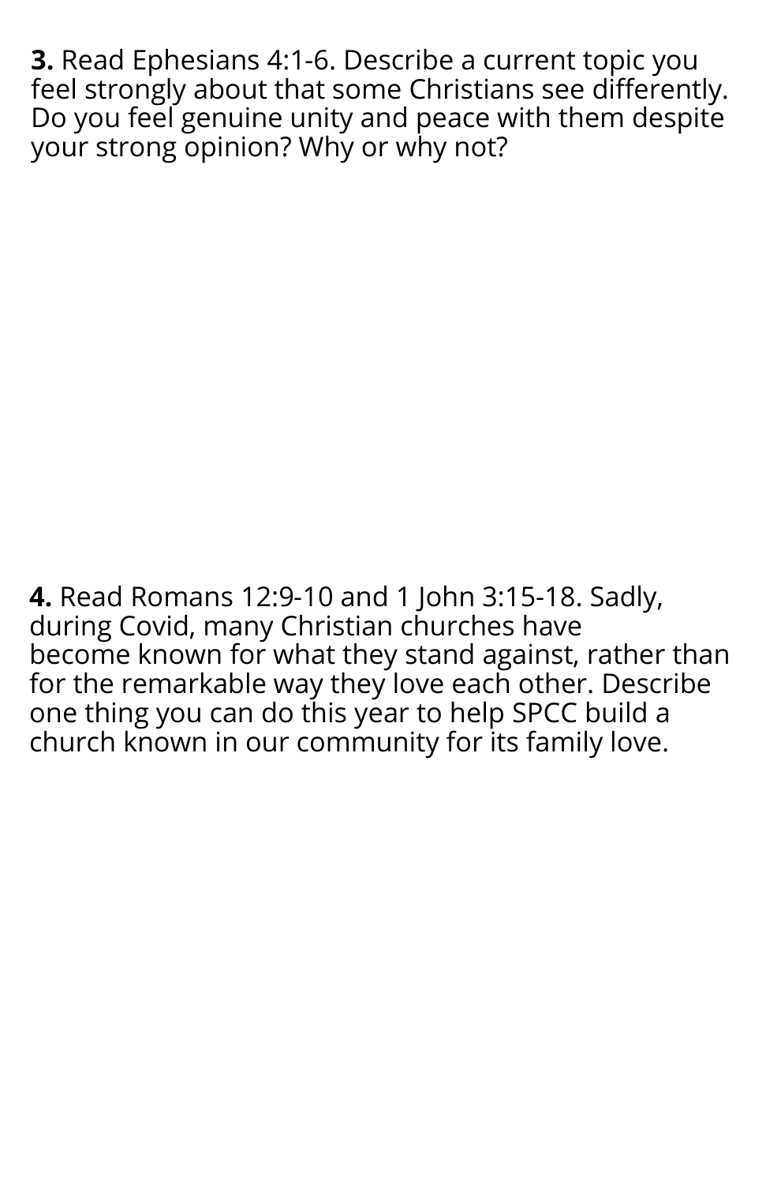**3.** Read Ephesians 4:1-6. Describe a current topic you feel strongly about that some Christians see differently. Do you feel genuine unity and peace with them despite your strong opinion? Why or why not?

**4.** Read Romans 12:9-10 and 1 John 3:15-18. Sadly, during Covid, many Christian churches have become known for what they stand against, rather than for the remarkable way they love each other. Describe one thing you can do this year to help SPCC build a church known in our community for its family love.